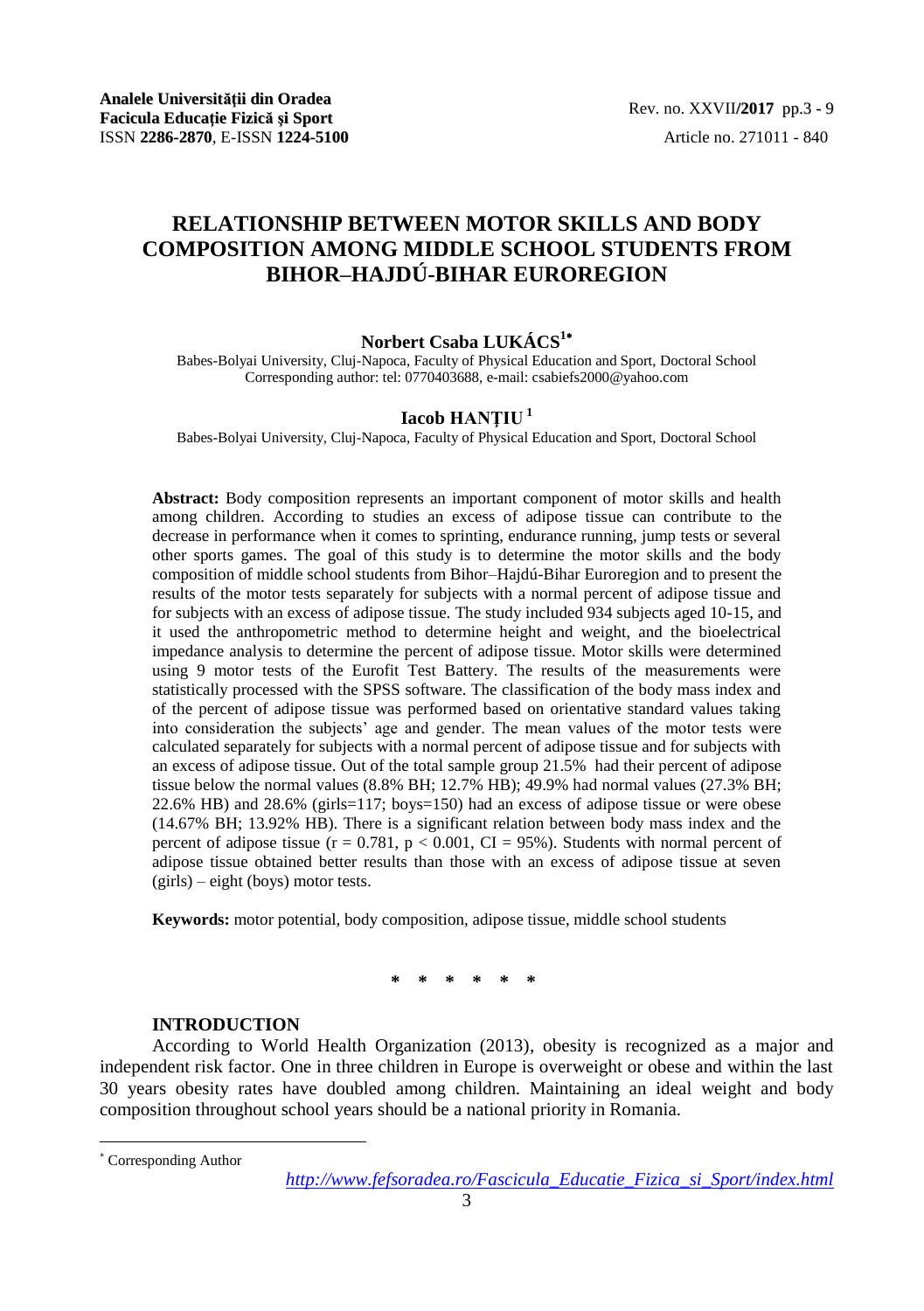# RELATIONSHIP BETWEEN MOTOR SKILLS AND BODY COMPOSITION AMONG MIDDLE SCHOOL STUDENTS FROM BIHOR–HAJDÚ-BIHAR EUROREGION

**Norbert Csaba LUKÁCS**[1*]

Babes-Bolyai University, Cluj-Napoca, Faculty of Physical Education and Sport, Doctoral School
Corresponding author: tel: 0770403688, e-mail: csabiefs2000@yahoo.com

**Iacob HANȚIU**[1]

Babes-Bolyai University, Cluj-Napoca, Faculty of Physical Education and Sport, Doctoral School

**Abstract:** Body composition represents an important component of motor skills and health among children. According to studies an excess of adipose tissue can contribute to the decrease in performance when it comes to sprinting, endurance running, jump tests or several other sports games. The goal of this study is to determine the motor skills and the body composition of middle school students from Bihor–Hajdú-Bihar Euroregion and to present the results of the motor tests separately for subjects with a normal percent of adipose tissue and for subjects with an excess of adipose tissue. The study included 934 subjects aged 10-15, and it used the anthropometric method to determine height and weight, and the bioelectrical impedance analysis to determine the percent of adipose tissue. Motor skills were determined using 9 motor tests of the Eurofit Test Battery. The results of the measurements were statistically processed with the SPSS software. The classification of the body mass index and of the percent of adipose tissue was performed based on orientative standard values taking into consideration the subjects' age and gender. The mean values of the motor tests were calculated separately for subjects with a normal percent of adipose tissue and for subjects with an excess of adipose tissue. Out of the total sample group 21.5% had their percent of adipose tissue below the normal values (8.8% BH; 12.7% HB); 49.9% had normal values (27.3% BH; 22.6% HB) and 28.6% (girls=117; boys=150) had an excess of adipose tissue or were obese (14.67% BH; 13.92% HB). There is a significant relation between body mass index and the percent of adipose tissue ($r = 0.781$, $p < 0.001$, CI = 95%). Students with normal percent of adipose tissue obtained better results than those with an excess of adipose tissue at seven (girls) – eight (boys) motor tests.

**Keywords:** motor potential, body composition, adipose tissue, middle school students

\* \* \* \* \* \*

## INTRODUCTION

According to World Health Organization (2013), obesity is recognized as a major and independent risk factor. One in three children in Europe is overweight or obese and within the last 30 years obesity rates have doubled among children. Maintaining an ideal weight and body composition throughout school years should be a national priority in Romania.

[*] Corresponding Author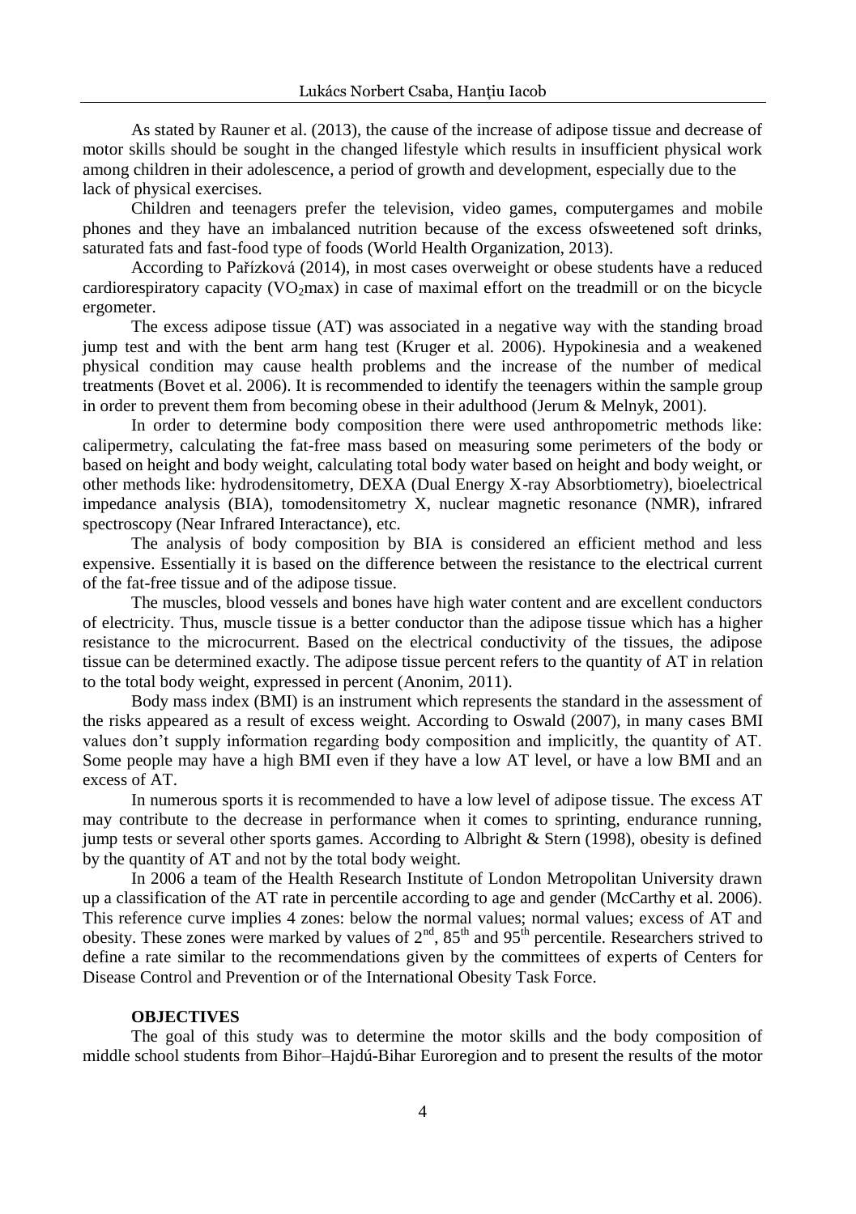As stated by Rauner et al. (2013), the cause of the increase of adipose tissue and decrease of motor skills should be sought in the changed lifestyle which results in insufficient physical work among children in their adolescence, a period of growth and development, especially due to the lack of physical exercises.

Children and teenagers prefer the television, video games, computergames and mobile phones and they have an imbalanced nutrition because of the excess ofsweetened soft drinks, saturated fats and fast-food type of foods (World Health Organization, 2013).

According to Pařízková (2014), in most cases overweight or obese students have a reduced cardiorespiratory capacity ($VO_2$max) in case of maximal effort on the treadmill or on the bicycle ergometer.

The excess adipose tissue (AT) was associated in a negative way with the standing broad jump test and with the bent arm hang test (Kruger et al. 2006). Hypokinesia and a weakened physical condition may cause health problems and the increase of the number of medical treatments (Bovet et al. 2006). It is recommended to identify the teenagers within the sample group in order to prevent them from becoming obese in their adulthood (Jerum & Melnyk, 2001).

In order to determine body composition there were used anthropometric methods like: calipermetry, calculating the fat-free mass based on measuring some perimeters of the body or based on height and body weight, calculating total body water based on height and body weight, or other methods like: hydrodensitometry, DEXA (Dual Energy X-ray Absorbtiometry), bioelectrical impedance analysis (BIA), tomodensitometry X, nuclear magnetic resonance (NMR), infrared spectroscopy (Near Infrared Interactance), etc.

The analysis of body composition by BIA is considered an efficient method and less expensive. Essentially it is based on the difference between the resistance to the electrical current of the fat-free tissue and of the adipose tissue.

The muscles, blood vessels and bones have high water content and are excellent conductors of electricity. Thus, muscle tissue is a better conductor than the adipose tissue which has a higher resistance to the microcurrent. Based on the electrical conductivity of the tissues, the adipose tissue can be determined exactly. The adipose tissue percent refers to the quantity of AT in relation to the total body weight, expressed in percent (Anonim, 2011).

Body mass index (BMI) is an instrument which represents the standard in the assessment of the risks appeared as a result of excess weight. According to Oswald (2007), in many cases BMI values don't supply information regarding body composition and implicitly, the quantity of AT. Some people may have a high BMI even if they have a low AT level, or have a low BMI and an excess of AT.

In numerous sports it is recommended to have a low level of adipose tissue. The excess AT may contribute to the decrease in performance when it comes to sprinting, endurance running, jump tests or several other sports games. According to Albright & Stern (1998), obesity is defined by the quantity of AT and not by the total body weight.

In 2006 a team of the Health Research Institute of London Metropolitan University drawn up a classification of the AT rate in percentile according to age and gender (McCarthy et al. 2006). This reference curve implies 4 zones: below the normal values; normal values; excess of AT and obesity. These zones were marked by values of 2nd, 85th and 95th percentile. Researchers strived to define a rate similar to the recommendations given by the committees of experts of Centers for Disease Control and Prevention or of the International Obesity Task Force.

## OBJECTIVES

The goal of this study was to determine the motor skills and the body composition of middle school students from Bihor–Hajdú-Bihar Euroregion and to present the results of the motor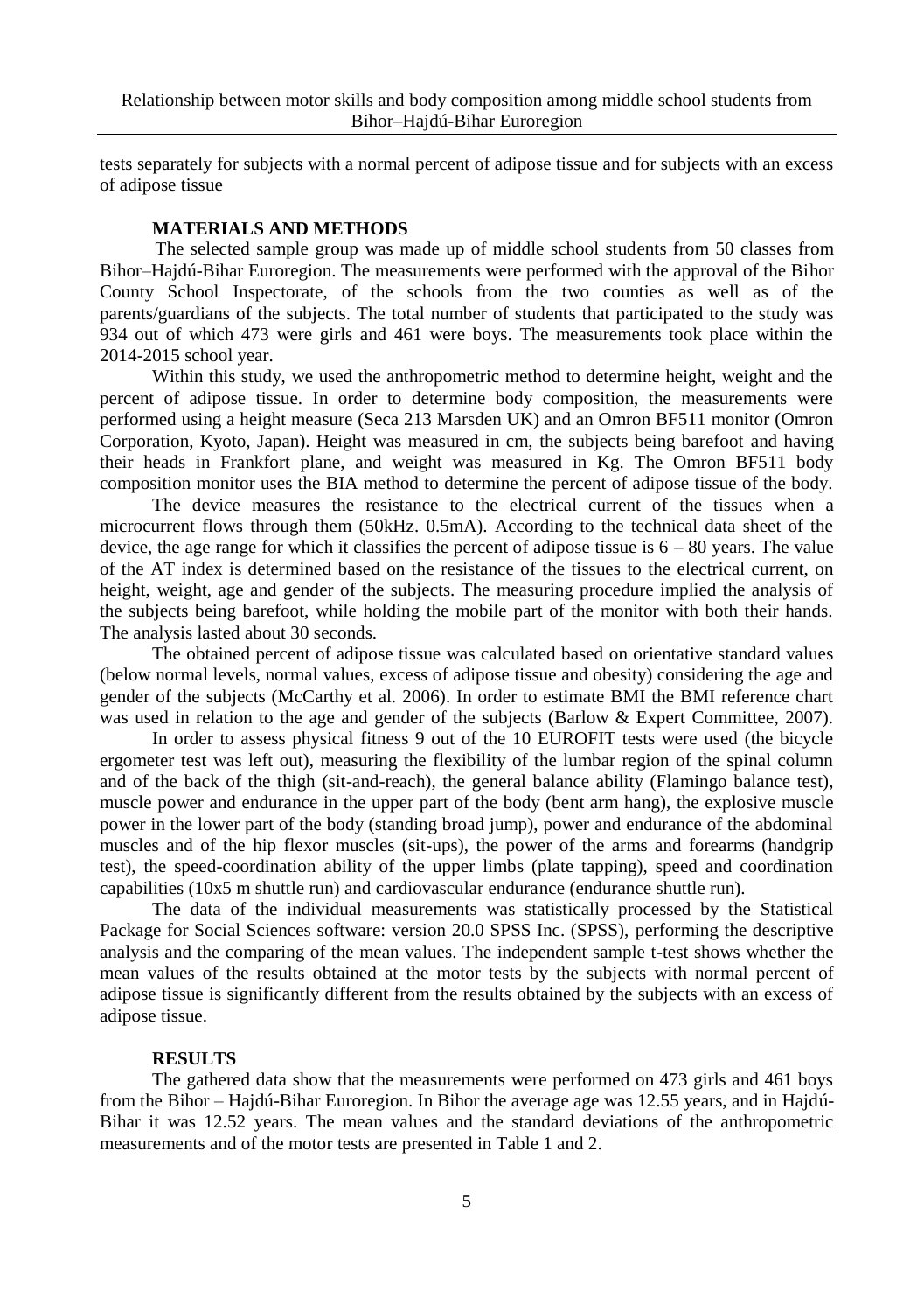tests separately for subjects with a normal percent of adipose tissue and for subjects with an excess of adipose tissue

## MATERIALS AND METHODS

The selected sample group was made up of middle school students from 50 classes from Bihor–Hajdú-Bihar Euroregion. The measurements were performed with the approval of the Bihor County School Inspectorate, of the schools from the two counties as well as of the parents/guardians of the subjects. The total number of students that participated to the study was 934 out of which 473 were girls and 461 were boys. The measurements took place within the 2014-2015 school year.

Within this study, we used the anthropometric method to determine height, weight and the percent of adipose tissue. In order to determine body composition, the measurements were performed using a height measure (Seca 213 Marsden UK) and an Omron BF511 monitor (Omron Corporation, Kyoto, Japan). Height was measured in cm, the subjects being barefoot and having their heads in Frankfort plane, and weight was measured in Kg. The Omron BF511 body composition monitor uses the BIA method to determine the percent of adipose tissue of the body.

The device measures the resistance to the electrical current of the tissues when a microcurrent flows through them (50kHz. 0.5mA). According to the technical data sheet of the device, the age range for which it classifies the percent of adipose tissue is 6 – 80 years. The value of the AT index is determined based on the resistance of the tissues to the electrical current, on height, weight, age and gender of the subjects. The measuring procedure implied the analysis of the subjects being barefoot, while holding the mobile part of the monitor with both their hands. The analysis lasted about 30 seconds.

The obtained percent of adipose tissue was calculated based on orientative standard values (below normal levels, normal values, excess of adipose tissue and obesity) considering the age and gender of the subjects (McCarthy et al. 2006). In order to estimate BMI the BMI reference chart was used in relation to the age and gender of the subjects (Barlow & Expert Committee, 2007).

In order to assess physical fitness 9 out of the 10 EUROFIT tests were used (the bicycle ergometer test was left out), measuring the flexibility of the lumbar region of the spinal column and of the back of the thigh (sit-and-reach), the general balance ability (Flamingo balance test), muscle power and endurance in the upper part of the body (bent arm hang), the explosive muscle power in the lower part of the body (standing broad jump), power and endurance of the abdominal muscles and of the hip flexor muscles (sit-ups), the power of the arms and forearms (handgrip test), the speed-coordination ability of the upper limbs (plate tapping), speed and coordination capabilities (10x5 m shuttle run) and cardiovascular endurance (endurance shuttle run).

The data of the individual measurements was statistically processed by the Statistical Package for Social Sciences software: version 20.0 SPSS Inc. (SPSS), performing the descriptive analysis and the comparing of the mean values. The independent sample t-test shows whether the mean values of the results obtained at the motor tests by the subjects with normal percent of adipose tissue is significantly different from the results obtained by the subjects with an excess of adipose tissue.

## RESULTS

The gathered data show that the measurements were performed on 473 girls and 461 boys from the Bihor – Hajdú-Bihar Euroregion. In Bihor the average age was 12.55 years, and in Hajdú-Bihar it was 12.52 years. The mean values and the standard deviations of the anthropometric measurements and of the motor tests are presented in Table 1 and 2.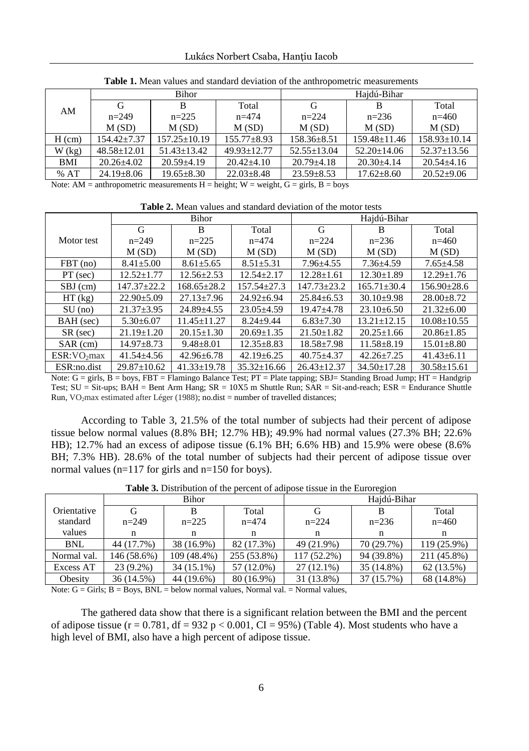**Table 1.** Mean values and standard deviation of the anthropometric measurements

| AM | Bihor | | | Hajdú-Bihar | | |
|---|---|---|---|---|---|---|
| | G<br>n=249<br>M (SD) | B<br>n=225<br>M (SD) | Total<br>n=474<br>M (SD) | G<br>n=224<br>M (SD) | B<br>n=236<br>M (SD) | Total<br>n=460<br>M (SD) |
| H (cm) | 154.42±7.37 | 157.25±10.19 | 155.77±8.93 | 158.36±8.51 | 159.48±11.46 | 158.93±10.14 |
| W (kg) | 48.58±12.01 | 51.43±13.42 | 49.93±12.77 | 52.55±13.04 | 52.20±14.06 | 52.37±13.56 |
| BMI | 20.26±4.02 | 20.59±4.19 | 20.42±4.10 | 20.79±4.18 | 20.30±4.14 | 20.54±4.16 |
| % AT | 24.19±8.06 | 19.65±8.30 | 22.03±8.48 | 23.59±8.53 | 17.62±8.60 | 20.52±9.06 |

Note: AM = anthropometric measurements H = height; W = weight, G = girls, B = boys

**Table 2.** Mean values and standard deviation of the motor tests

| Motor test | Bihor | | | Hajdú-Bihar | | |
|---|---|---|---|---|---|---|
| | G<br>n=249<br>M (SD) | B<br>n=225<br>M (SD) | Total<br>n=474<br>M (SD) | G<br>n=224<br>M (SD) | B<br>n=236<br>M (SD) | Total<br>n=460<br>M (SD) |
| FBT (no) | 8.41±5.00 | 8.61±5.65 | 8.51±5.31 | 7.96±4.55 | 7.36±4.59 | 7.65±4.58 |
| PT (sec) | 12.52±1.77 | 12.56±2.53 | 12.54±2.17 | 12.28±1.61 | 12.30±1.89 | 12.29±1.76 |
| SBJ (cm) | 147.37±22.2 | 168.65±28.2 | 157.54±27.3 | 147.73±23.2 | 165.71±30.4 | 156.90±28.6 |
| HT (kg) | 22.90±5.09 | 27.13±7.96 | 24.92±6.94 | 25.84±6.53 | 30.10±9.98 | 28.00±8.72 |
| SU (no) | 21.37±3.95 | 24.89±4.55 | 23.05±4.59 | 19.47±4.78 | 23.10±6.50 | 21.32±6.00 |
| BAH (sec) | 5.30±6.07 | 11.45±11.27 | 8.24±9.44 | 6.83±7.30 | 13.21±12.15 | 10.08±10.55 |
| SR (sec) | 21.19±1.20 | 20.15±1.30 | 20.69±1.35 | 21.50±1.82 | 20.25±1.66 | 20.86±1.85 |
| SAR (cm) | 14.97±8.73 | 9.48±8.01 | 12.35±8.83 | 18.58±7.98 | 11.58±8.19 | 15.01±8.80 |
| ESR:$VO_2$max | 41.54±4.56 | 42.96±6.78 | 42.19±6.25 | 40.75±4.37 | 42.26±7.25 | 41.43±6.11 |
| ESR:no.dist | 29.87±10.62 | 41.33±19.78 | 35.32±16.66 | 26.43±12.37 | 34.50±17.28 | 30.58±15.61 |

Note: G = girls, B = boys, FBT = Flamingo Balance Test; PT = Plate tapping; SBJ= Standing Broad Jump; HT = Handgrip Test; SU = Sit-ups; BAH = Bent Arm Hang; SR = 10X5 m Shuttle Run; SAR = Sit-and-reach; ESR = Endurance Shuttle Run, $VO_2$max estimated after Léger (1988); no.dist = number of travelled distances;

According to Table 3, 21.5% of the total number of subjects had their percent of adipose tissue below normal values (8.8% BH; 12.7% HB); 49.9% had normal values (27.3% BH; 22.6% HB); 12.7% had an excess of adipose tissue (6.1% BH; 6.6% HB) and 15.9% were obese (8.6% BH; 7.3% HB). 28.6% of the total number of subjects had their percent of adipose tissue over normal values (n=117 for girls and n=150 for boys).

**Table 3.** Distribution of the percent of adipose tissue in the Euroregion

| Orientative standard values | Bihor | | | Hajdú-Bihar | | |
|---|---|---|---|---|---|---|
| | G<br>n=249<br>n | B<br>n=225<br>n | Total<br>n=474<br>n | G<br>n=224<br>n | B<br>n=236<br>n | Total<br>n=460<br>n |
| BNL | 44 (17.7%) | 38 (16.9%) | 82 (17.3%) | 49 (21.9%) | 70 (29.7%) | 119 (25.9%) |
| Normal val. | 146 (58.6%) | 109 (48.4%) | 255 (53.8%) | 117 (52.2%) | 94 (39.8%) | 211 (45.8%) |
| Excess AT | 23 (9.2%) | 34 (15.1%) | 57 (12.0%) | 27 (12.1%) | 35 (14.8%) | 62 (13.5%) |
| Obesity | 36 (14.5%) | 44 (19.6%) | 80 (16.9%) | 31 (13.8%) | 37 (15.7%) | 68 (14.8%) |

Note: G = Girls; B = Boys, BNL = below normal values, Normal val. = Normal values,

The gathered data show that there is a significant relation between the BMI and the percent of adipose tissue ($r = 0.781$, $df = 932$ $p < 0.001$, CI = 95%) (Table 4). Most students who have a high level of BMI, also have a high percent of adipose tissue.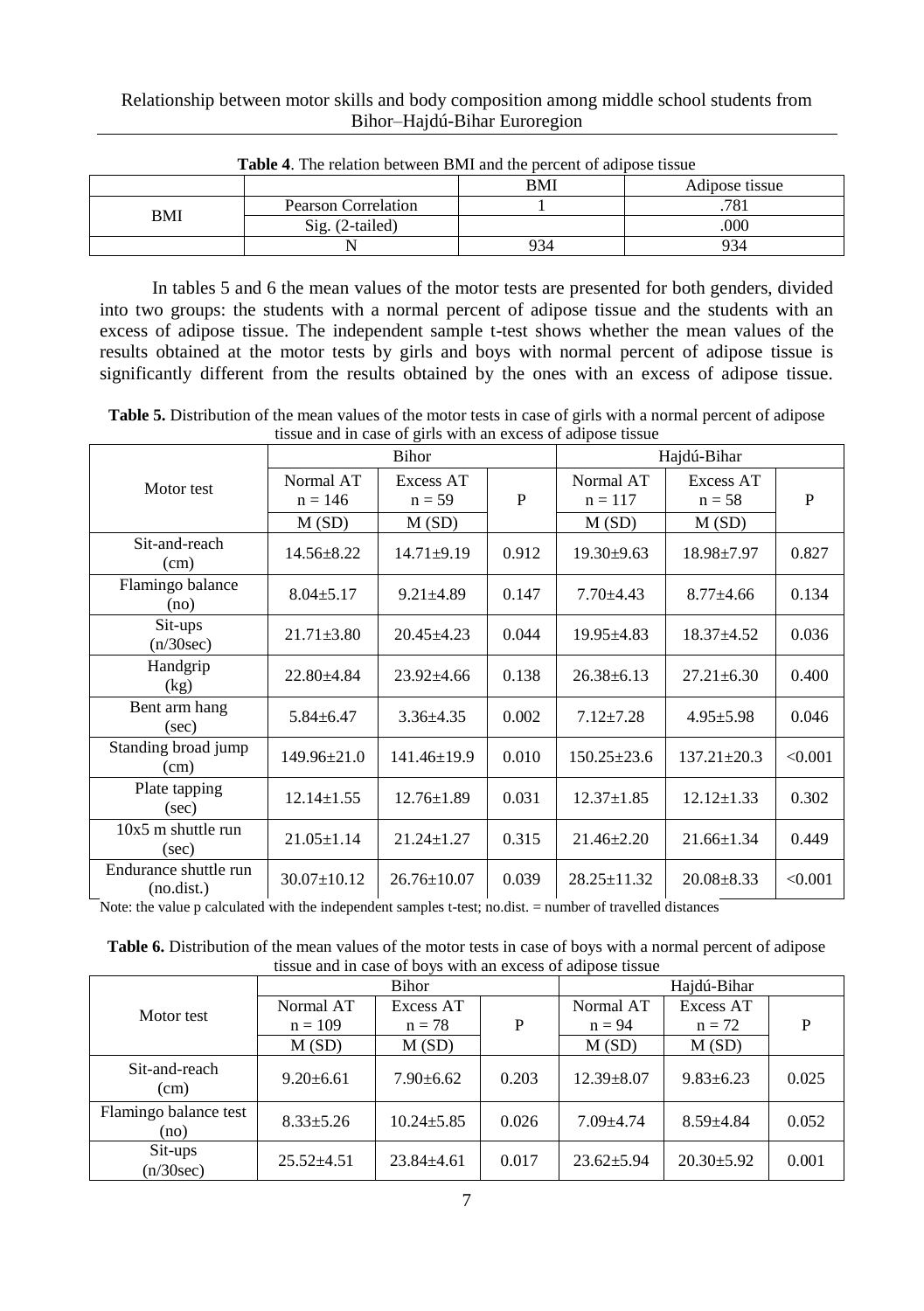**Table 4**. The relation between BMI and the percent of adipose tissue

| | | BMI | Adipose tissue |
|---|---|---|---|
| BMI | Pearson Correlation | 1 | .781 |
| | Sig. (2-tailed) | | .000 |
| | N | 934 | 934 |

In tables 5 and 6 the mean values of the motor tests are presented for both genders, divided into two groups: the students with a normal percent of adipose tissue and the students with an excess of adipose tissue. The independent sample t-test shows whether the mean values of the results obtained at the motor tests by girls and boys with normal percent of adipose tissue is significantly different from the results obtained by the ones with an excess of adipose tissue.

**Table 5.** Distribution of the mean values of the motor tests in case of girls with a normal percent of adipose tissue and in case of girls with an excess of adipose tissue

| Motor test | Bihor | | | Hajdú-Bihar | | |
|---|---|---|---|---|---|---|
| | Normal AT n = 146 | Excess AT n = 59 | P | Normal AT n = 117 | Excess AT n = 58 | P |
| | M (SD) | M (SD) | | M (SD) | M (SD) | |
| Sit-and-reach (cm) | 14.56±8.22 | 14.71±9.19 | 0.912 | 19.30±9.63 | 18.98±7.97 | 0.827 |
| Flamingo balance (no) | 8.04±5.17 | 9.21±4.89 | 0.147 | 7.70±4.43 | 8.77±4.66 | 0.134 |
| Sit-ups (n/30sec) | 21.71±3.80 | 20.45±4.23 | 0.044 | 19.95±4.83 | 18.37±4.52 | 0.036 |
| Handgrip (kg) | 22.80±4.84 | 23.92±4.66 | 0.138 | 26.38±6.13 | 27.21±6.30 | 0.400 |
| Bent arm hang (sec) | 5.84±6.47 | 3.36±4.35 | 0.002 | 7.12±7.28 | 4.95±5.98 | 0.046 |
| Standing broad jump (cm) | 149.96±21.0 | 141.46±19.9 | 0.010 | 150.25±23.6 | 137.21±20.3 | <0.001 |
| Plate tapping (sec) | 12.14±1.55 | 12.76±1.89 | 0.031 | 12.37±1.85 | 12.12±1.33 | 0.302 |
| 10x5 m shuttle run (sec) | 21.05±1.14 | 21.24±1.27 | 0.315 | 21.46±2.20 | 21.66±1.34 | 0.449 |
| Endurance shuttle run (no.dist.) | 30.07±10.12 | 26.76±10.07 | 0.039 | 28.25±11.32 | 20.08±8.33 | <0.001 |

Note: the value p calculated with the independent samples t-test; no.dist. = number of travelled distances

**Table 6.** Distribution of the mean values of the motor tests in case of boys with a normal percent of adipose tissue and in case of boys with an excess of adipose tissue

| Motor test | Bihor | | | Hajdú-Bihar | | |
|---|---|---|---|---|---|---|
| | Normal AT n = 109 | Excess AT n = 78 | P | Normal AT n = 94 | Excess AT n = 72 | P |
| | M (SD) | M (SD) | | M (SD) | M (SD) | |
| Sit-and-reach (cm) | 9.20±6.61 | 7.90±6.62 | 0.203 | 12.39±8.07 | 9.83±6.23 | 0.025 |
| Flamingo balance test (no) | 8.33±5.26 | 10.24±5.85 | 0.026 | 7.09±4.74 | 8.59±4.84 | 0.052 |
| Sit-ups (n/30sec) | 25.52±4.51 | 23.84±4.61 | 0.017 | 23.62±5.94 | 20.30±5.92 | 0.001 |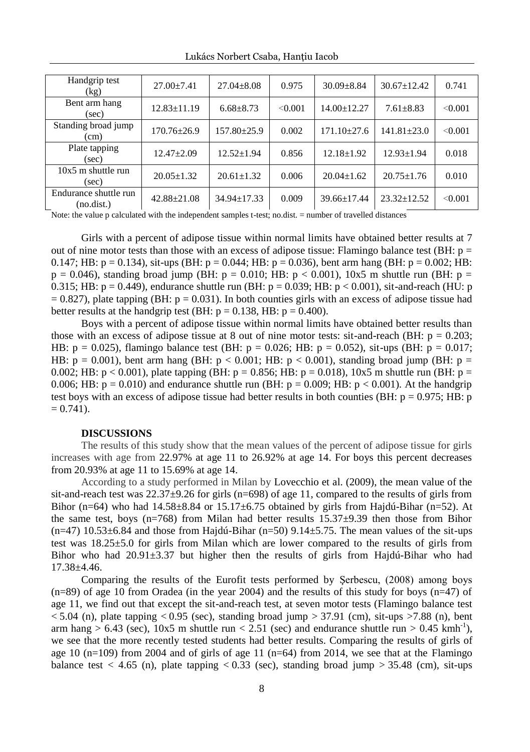| Handgrip test (kg) | 27.00±7.41 | 27.04±8.08 | 0.975 | 30.09±8.84 | 30.67±12.42 | 0.741 |
|---|---|---|---|---|---|---|
| Bent arm hang (sec) | 12.83±11.19 | 6.68±8.73 | <0.001 | 14.00±12.27 | 7.61±8.83 | <0.001 |
| Standing broad jump (cm) | 170.76±26.9 | 157.80±25.9 | 0.002 | 171.10±27.6 | 141.81±23.0 | <0.001 |
| Plate tapping (sec) | 12.47±2.09 | 12.52±1.94 | 0.856 | 12.18±1.92 | 12.93±1.94 | 0.018 |
| 10x5 m shuttle run (sec) | 20.05±1.32 | 20.61±1.32 | 0.006 | 20.04±1.62 | 20.75±1.76 | 0.010 |
| Endurance shuttle run (no.dist.) | 42.88±21.08 | 34.94±17.33 | 0.009 | 39.66±17.44 | 23.32±12.52 | <0.001 |

Note: the value p calculated with the independent samples t-test; no.dist. = number of travelled distances

Girls with a percent of adipose tissue within normal limits have obtained better results at 7 out of nine motor tests than those with an excess of adipose tissue: Flamingo balance test (BH: $p = 0.147$; HB: $p = 0.134$), sit-ups (BH: $p = 0.044$; HB: $p = 0.036$), bent arm hang (BH: $p = 0.002$; HB: $p = 0.046$), standing broad jump (BH: $p = 0.010$; HB: $p < 0.001$), 10x5 m shuttle run (BH: $p = 0.315$; HB: $p = 0.449$), endurance shuttle run (BH: $p = 0.039$; HB: $p < 0.001$), sit-and-reach (HU: $p = 0.827$), plate tapping (BH: $p = 0.031$). In both counties girls with an excess of adipose tissue had better results at the handgrip test (BH: $p = 0.138$, HB: $p = 0.400$).

Boys with a percent of adipose tissue within normal limits have obtained better results than those with an excess of adipose tissue at 8 out of nine motor tests: sit-and-reach (BH: $p = 0.203$; HB: $p = 0.025$), flamingo balance test (BH: $p = 0.026$; HB: $p = 0.052$), sit-ups (BH: $p = 0.017$; HB: $p = 0.001$), bent arm hang (BH: $p < 0.001$; HB: $p < 0.001$), standing broad jump (BH: $p = 0.002$; HB: $p < 0.001$), plate tapping (BH: $p = 0.856$; HB: $p = 0.018$), 10x5 m shuttle run (BH: $p = 0.006$; HB: $p = 0.010$) and endurance shuttle run (BH: $p = 0.009$; HB: $p < 0.001$). At the handgrip test boys with an excess of adipose tissue had better results in both counties (BH: $p = 0.975$; HB: $p = 0.741$).

## DISCUSSIONS

The results of this study show that the mean values of the percent of adipose tissue for girls increases with age from 22.97% at age 11 to 26.92% at age 14. For boys this percent decreases from 20.93% at age 11 to 15.69% at age 14.

According to a study performed in Milan by Lovecchio et al. (2009), the mean value of the sit-and-reach test was 22.37±9.26 for girls (n=698) of age 11, compared to the results of girls from Bihor (n=64) who had 14.58±8.84 or 15.17±6.75 obtained by girls from Hajdú-Bihar (n=52). At the same test, boys (n=768) from Milan had better results 15.37±9.39 then those from Bihor (n=47) 10.53±6.84 and those from Hajdú-Bihar (n=50) 9.14±5.75. The mean values of the sit-ups test was 18.25±5.0 for girls from Milan which are lower compared to the results of girls from Bihor who had 20.91±3.37 but higher then the results of girls from Hajdú-Bihar who had 17.38±4.46.

Comparing the results of the Eurofit tests performed by Șerbescu, (2008) among boys (n=89) of age 10 from Oradea (in the year 2004) and the results of this study for boys (n=47) of age 11, we find out that except the sit-and-reach test, at seven motor tests (Flamingo balance test < 5.04 (n), plate tapping < 0.95 (sec), standing broad jump > 37.91 (cm), sit-ups >7.88 (n), bent arm hang > 6.43 (sec), 10x5 m shuttle run < 2.51 (sec) and endurance shuttle run > 0.45 $kmh^{-1}$), we see that the more recently tested students had better results. Comparing the results of girls of age 10 (n=109) from 2004 and of girls of age 11 (n=64) from 2014, we see that at the Flamingo balance test < 4.65 (n), plate tapping < 0.33 (sec), standing broad jump > 35.48 (cm), sit-ups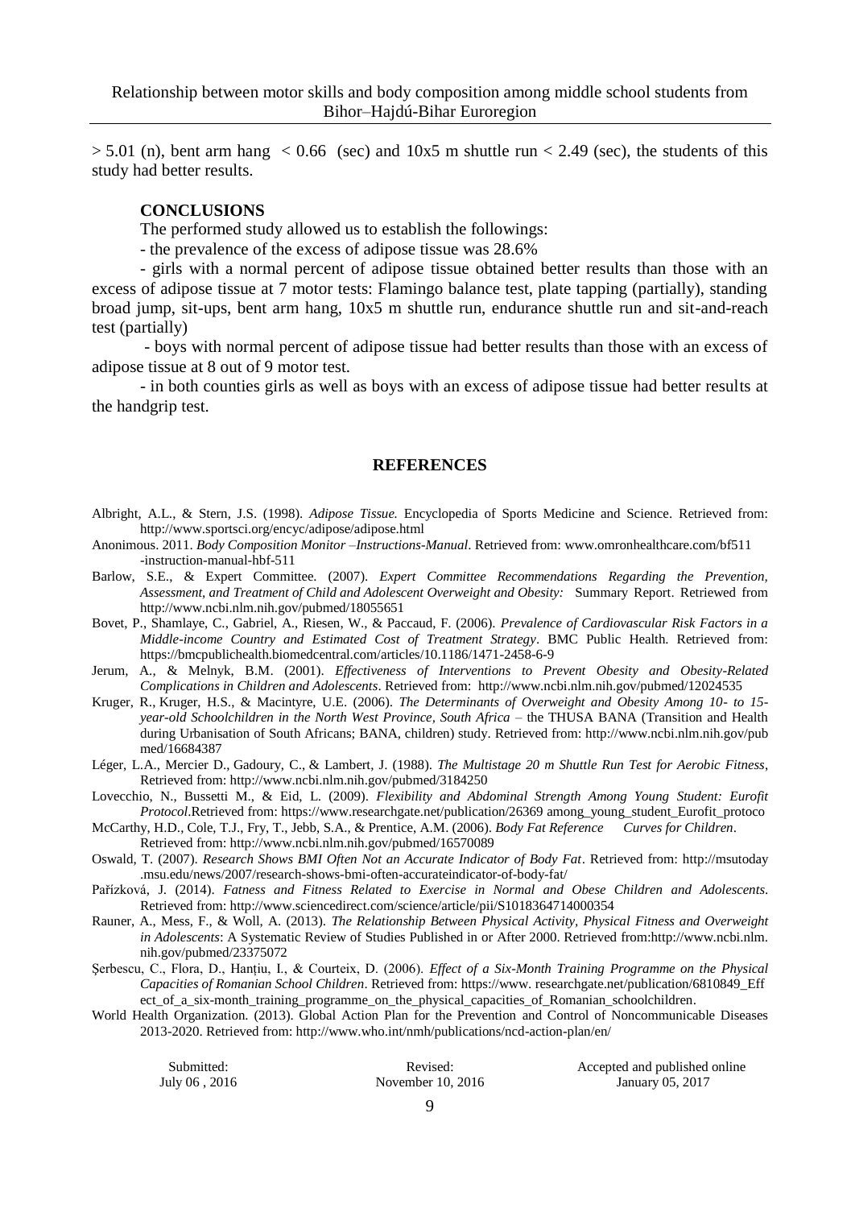$> 5.01$ (n), bent arm hang $< 0.66$ (sec) and 10x5 m shuttle run $< 2.49$ (sec), the students of this study had better results.

## CONCLUSIONS

The performed study allowed us to establish the followings:

- the prevalence of the excess of adipose tissue was 28.6%
- girls with a normal percent of adipose tissue obtained better results than those with an excess of adipose tissue at 7 motor tests: Flamingo balance test, plate tapping (partially), standing broad jump, sit-ups, bent arm hang, 10x5 m shuttle run, endurance shuttle run and sit-and-reach test (partially)
- boys with normal percent of adipose tissue had better results than those with an excess of adipose tissue at 8 out of 9 motor test.
- in both counties girls as well as boys with an excess of adipose tissue had better results at the handgrip test.

## REFERENCES

Albright, A.L., & Stern, J.S. (1998). *Adipose Tissue.* Encyclopedia of Sports Medicine and Science. Retrieved from: http://www.sportsci.org/encyc/adipose/adipose.html

Anonimous. 2011. *Body Composition Monitor –Instructions-Manual*. Retrieved from: www.omronhealthcare.com/bf511-instruction-manual-hbf-511

Barlow, S.E., & Expert Committee. (2007). *Expert Committee Recommendations Regarding the Prevention, Assessment, and Treatment of Child and Adolescent Overweight and Obesity:* Summary Report. Retriewed from http://www.ncbi.nlm.nih.gov/pubmed/18055651

Bovet, P., Shamlaye, C., Gabriel, A., Riesen, W., & Paccaud, F. (2006). *Prevalence of Cardiovascular Risk Factors in a Middle-income Country and Estimated Cost of Treatment Strategy*. BMC Public Health. Retrieved from: https://bmcpublichealth.biomedcentral.com/articles/10.1186/1471-2458-6-9

Jerum, A., & Melnyk, B.M. (2001). *Effectiveness of Interventions to Prevent Obesity and Obesity-Related Complications in Children and Adolescents*. Retrieved from: http://www.ncbi.nlm.nih.gov/pubmed/12024535

Kruger, R., Kruger, H.S., & Macintyre, U.E. (2006). *The Determinants of Overweight and Obesity Among 10- to 15-year-old Schoolchildren in the North West Province, South Africa* – the THUSA BANA (Transition and Health during Urbanisation of South Africans; BANA, children) study. Retrieved from: http://www.ncbi.nlm.nih.gov/pubmed/16684387

Léger, L.A., Mercier D., Gadoury, C., & Lambert, J. (1988). *The Multistage 20 m Shuttle Run Test for Aerobic Fitness*, Retrieved from: http://www.ncbi.nlm.nih.gov/pubmed/3184250

Lovecchio, N., Bussetti M., & Eid, L. (2009). *Flexibility and Abdominal Strength Among Young Student: Eurofit Protocol*.Retrieved from: https://www.researchgate.net/publication/26369 among_young_student_Eurofit_protoco

McCarthy, H.D., Cole, T.J., Fry, T., Jebb, S.A., & Prentice, A.M. (2006). *Body Fat Reference Curves for Children*. Retrieved from: http://www.ncbi.nlm.nih.gov/pubmed/16570089

Oswald, T. (2007). *Research Shows BMI Often Not an Accurate Indicator of Body Fat*. Retrieved from: http://msutoday.msu.edu/news/2007/research-shows-bmi-often-accurateindicator-of-body-fat/

Pařízková, J. (2014). *Fatness and Fitness Related to Exercise in Normal and Obese Children and Adolescents*. Retrieved from: http://www.sciencedirect.com/science/article/pii/S1018364714000354

Rauner, A., Mess, F., & Woll, A. (2013). *The Relationship Between Physical Activity, Physical Fitness and Overweight in Adolescents*: A Systematic Review of Studies Published in or After 2000. Retrieved from:http://www.ncbi.nlm.nih.gov/pubmed/23375072

Şerbescu, C., Flora, D., Hanțiu, I., & Courteix, D. (2006). *Effect of a Six-Month Training Programme on the Physical Capacities of Romanian School Children*. Retrieved from: https://www. researchgate.net/publication/6810849_Effect_of_a_six-month_training_programme_on_the_physical_capacities_of_Romanian_schoolchildren.

World Health Organization. (2013). Global Action Plan for the Prevention and Control of Noncommunicable Diseases 2013-2020. Retrieved from: http://www.who.int/nmh/publications/ncd-action-plan/en/

| | | |
|---|---|---|
| Submitted: July 06 , 2016 | Revised: November 10, 2016 | Accepted and published online January 05, 2017 |